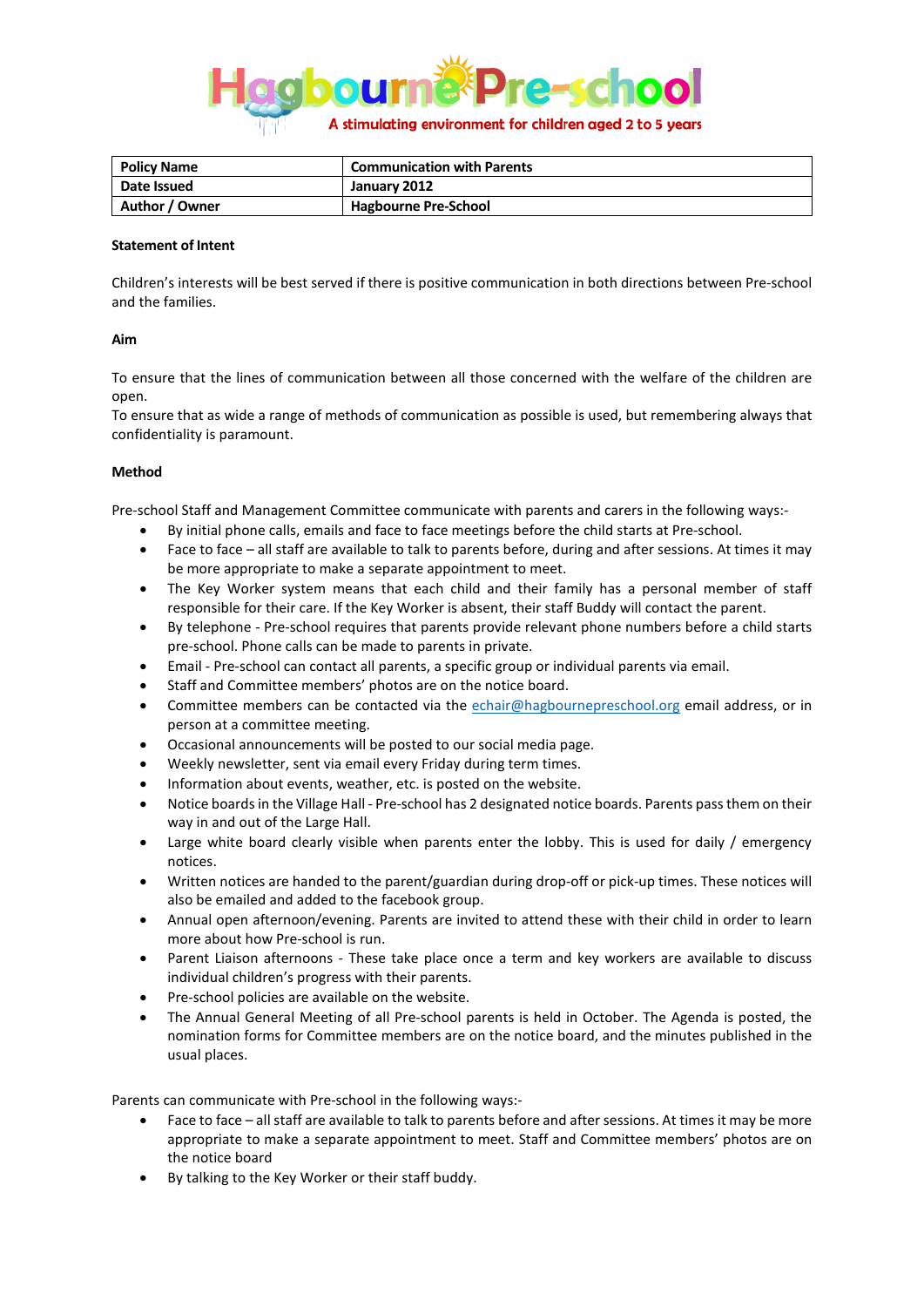# Hagbourne Pre-school

A stimulating environment for children aged 2 to 5 years

| Policy Name | Communication with Parents |
|---|---|
| Date Issued | January 2012 |
| Author / Owner | Hagbourne Pre-School |

**Statement of Intent**

Children's interests will be best served if there is positive communication in both directions between Pre-school and the families.

**Aim**

To ensure that the lines of communication between all those concerned with the welfare of the children are open.
To ensure that as wide a range of methods of communication as possible is used, but remembering always that confidentiality is paramount.

**Method**

Pre-school Staff and Management Committee communicate with parents and carers in the following ways:-

- By initial phone calls, emails and face to face meetings before the child starts at Pre-school.
- Face to face – all staff are available to talk to parents before, during and after sessions. At times it may be more appropriate to make a separate appointment to meet.
- The Key Worker system means that each child and their family has a personal member of staff responsible for their care. If the Key Worker is absent, their staff Buddy will contact the parent.
- By telephone - Pre-school requires that parents provide relevant phone numbers before a child starts pre-school. Phone calls can be made to parents in private.
- Email - Pre-school can contact all parents, a specific group or individual parents via email.
- Staff and Committee members' photos are on the notice board.
- Committee members can be contacted via the echair@hagbournepreschool.org email address, or in person at a committee meeting.
- Occasional announcements will be posted to our social media page.
- Weekly newsletter, sent via email every Friday during term times.
- Information about events, weather, etc. is posted on the website.
- Notice boards in the Village Hall - Pre-school has 2 designated notice boards. Parents pass them on their way in and out of the Large Hall.
- Large white board clearly visible when parents enter the lobby. This is used for daily / emergency notices.
- Written notices are handed to the parent/guardian during drop-off or pick-up times. These notices will also be emailed and added to the facebook group.
- Annual open afternoon/evening. Parents are invited to attend these with their child in order to learn more about how Pre-school is run.
- Parent Liaison afternoons - These take place once a term and key workers are available to discuss individual children's progress with their parents.
- Pre-school policies are available on the website.
- The Annual General Meeting of all Pre-school parents is held in October. The Agenda is posted, the nomination forms for Committee members are on the notice board, and the minutes published in the usual places.

Parents can communicate with Pre-school in the following ways:-

- Face to face – all staff are available to talk to parents before and after sessions. At times it may be more appropriate to make a separate appointment to meet. Staff and Committee members' photos are on the notice board
- By talking to the Key Worker or their staff buddy.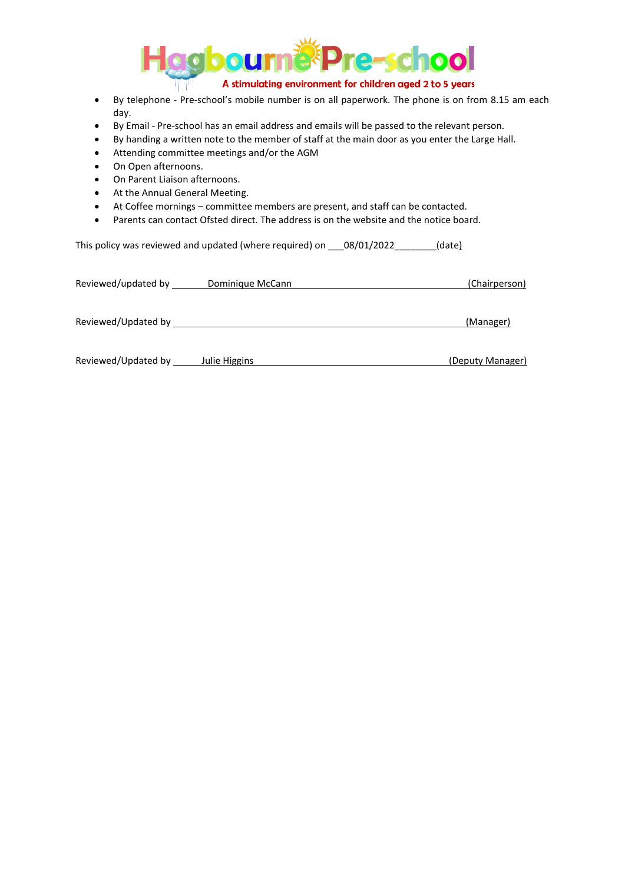- By telephone - Pre-school's mobile number is on all paperwork. The phone is on from 8.15 am each day.
- By Email - Pre-school has an email address and emails will be passed to the relevant person.
- By handing a written note to the member of staff at the main door as you enter the Large Hall.
- Attending committee meetings and/or the AGM
- On Open afternoons.
- On Parent Liaison afternoons.
- At the Annual General Meeting.
- At Coffee mornings – committee members are present, and staff can be contacted.
- Parents can contact Ofsted direct. The address is on the website and the notice board.

This policy was reviewed and updated (where required) on ___08/01/2022________(date)

Reviewed/updated by Dominique McCann (Chairperson)

Reviewed/Updated by ______________________________ (Manager)

Reviewed/Updated by Julie Higgins (Deputy Manager)